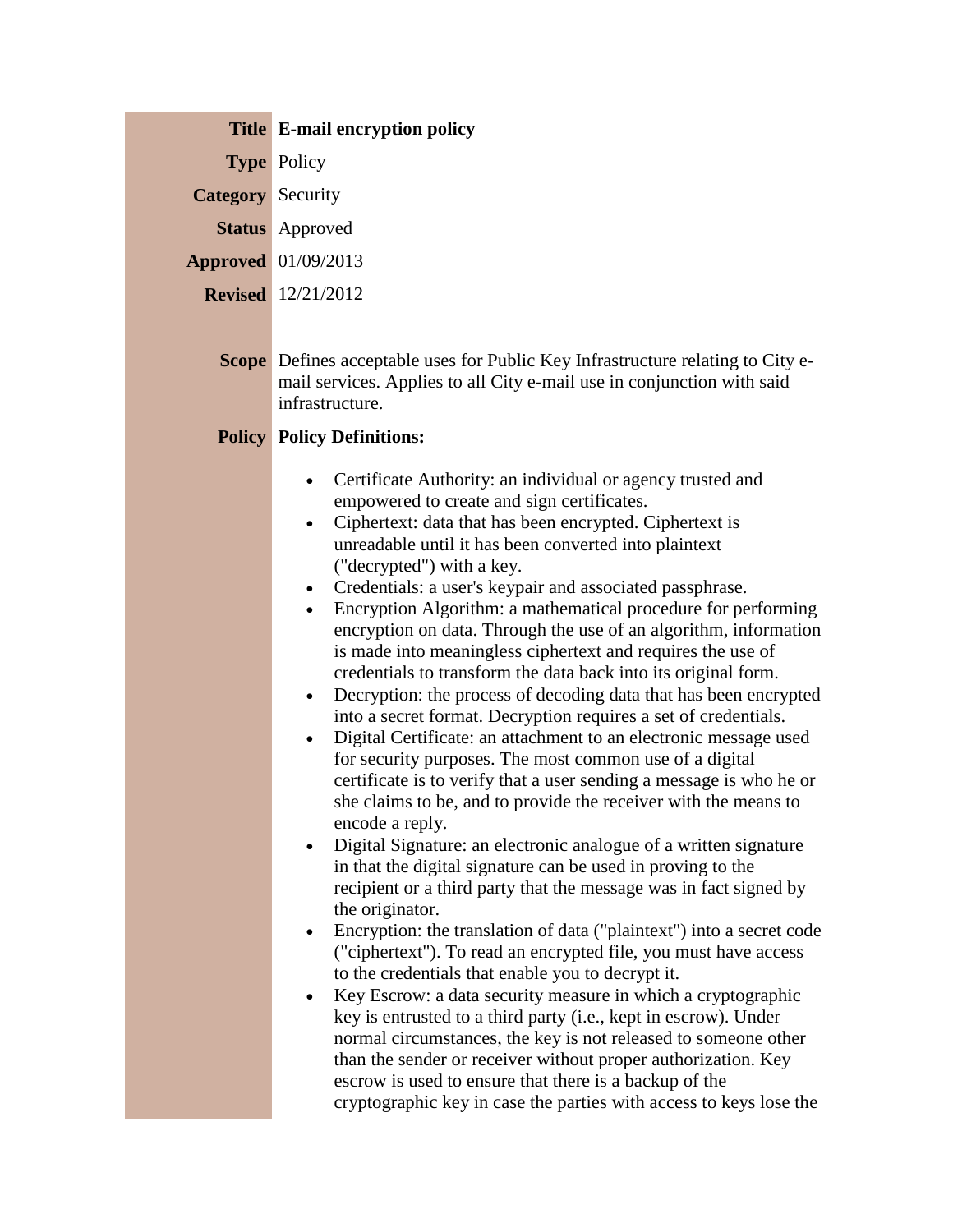| | |
|---|---|
| **Title** | **E-mail encryption policy** |
| **Type** | Policy |
| **Category** | Security |
| **Status** | Approved |
| **Approved** | 01/09/2013 |
| **Revised** | 12/21/2012 |

**Scope** Defines acceptable uses for Public Key Infrastructure relating to City e-mail services. Applies to all City e-mail use in conjunction with said infrastructure.

**Policy** **Policy Definitions:**

- Certificate Authority: an individual or agency trusted and empowered to create and sign certificates.
- Ciphertext: data that has been encrypted. Ciphertext is unreadable until it has been converted into plaintext ("decrypted") with a key.
- Credentials: a user's keypair and associated passphrase.
- Encryption Algorithm: a mathematical procedure for performing encryption on data. Through the use of an algorithm, information is made into meaningless ciphertext and requires the use of credentials to transform the data back into its original form.
- Decryption: the process of decoding data that has been encrypted into a secret format. Decryption requires a set of credentials.
- Digital Certificate: an attachment to an electronic message used for security purposes. The most common use of a digital certificate is to verify that a user sending a message is who he or she claims to be, and to provide the receiver with the means to encode a reply.
- Digital Signature: an electronic analogue of a written signature in that the digital signature can be used in proving to the recipient or a third party that the message was in fact signed by the originator.
- Encryption: the translation of data ("plaintext") into a secret code ("ciphertext"). To read an encrypted file, you must have access to the credentials that enable you to decrypt it.
- Key Escrow: a data security measure in which a cryptographic key is entrusted to a third party (i.e., kept in escrow). Under normal circumstances, the key is not released to someone other than the sender or receiver without proper authorization. Key escrow is used to ensure that there is a backup of the cryptographic key in case the parties with access to keys lose the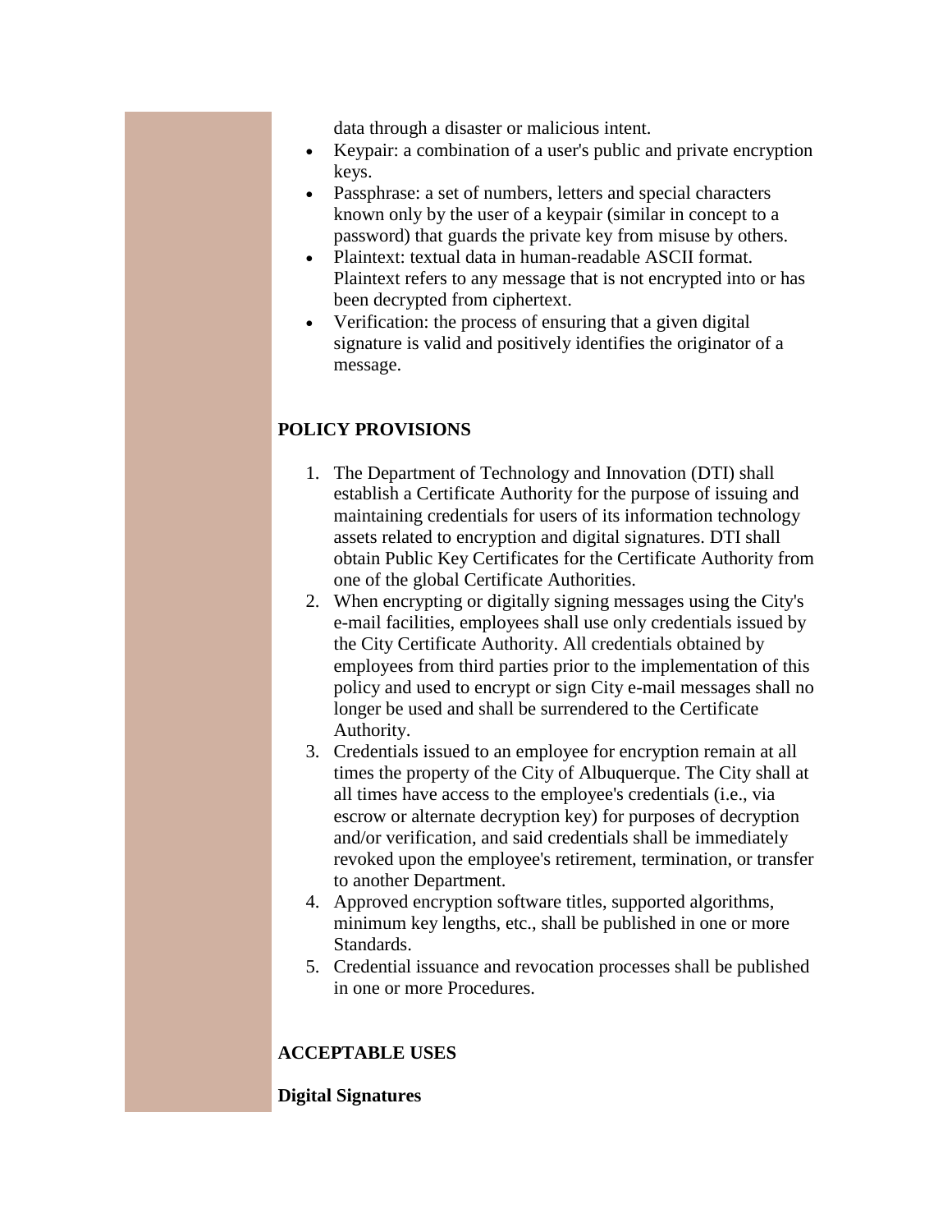data through a disaster or malicious intent.

- Keypair: a combination of a user's public and private encryption keys.
- Passphrase: a set of numbers, letters and special characters known only by the user of a keypair (similar in concept to a password) that guards the private key from misuse by others.
- Plaintext: textual data in human-readable ASCII format. Plaintext refers to any message that is not encrypted into or has been decrypted from ciphertext.
- Verification: the process of ensuring that a given digital signature is valid and positively identifies the originator of a message.

**POLICY PROVISIONS**

1. The Department of Technology and Innovation (DTI) shall establish a Certificate Authority for the purpose of issuing and maintaining credentials for users of its information technology assets related to encryption and digital signatures. DTI shall obtain Public Key Certificates for the Certificate Authority from one of the global Certificate Authorities.
2. When encrypting or digitally signing messages using the City's e-mail facilities, employees shall use only credentials issued by the City Certificate Authority. All credentials obtained by employees from third parties prior to the implementation of this policy and used to encrypt or sign City e-mail messages shall no longer be used and shall be surrendered to the Certificate Authority.
3. Credentials issued to an employee for encryption remain at all times the property of the City of Albuquerque. The City shall at all times have access to the employee's credentials (i.e., via escrow or alternate decryption key) for purposes of decryption and/or verification, and said credentials shall be immediately revoked upon the employee's retirement, termination, or transfer to another Department.
4. Approved encryption software titles, supported algorithms, minimum key lengths, etc., shall be published in one or more Standards.
5. Credential issuance and revocation processes shall be published in one or more Procedures.

**ACCEPTABLE USES**

**Digital Signatures**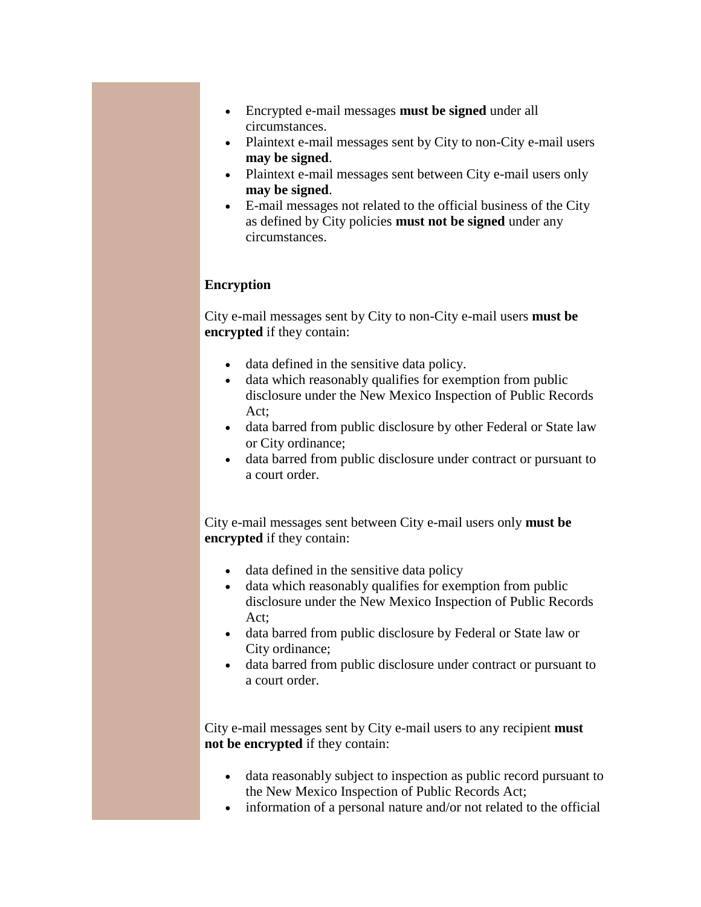- Encrypted e-mail messages **must be signed** under all circumstances.
- Plaintext e-mail messages sent by City to non-City e-mail users **may be signed**.
- Plaintext e-mail messages sent between City e-mail users only **may be signed**.
- E-mail messages not related to the official business of the City as defined by City policies **must not be signed** under any circumstances.

**Encryption**

City e-mail messages sent by City to non-City e-mail users **must be encrypted** if they contain:

- data defined in the sensitive data policy.
- data which reasonably qualifies for exemption from public disclosure under the New Mexico Inspection of Public Records Act;
- data barred from public disclosure by other Federal or State law or City ordinance;
- data barred from public disclosure under contract or pursuant to a court order.

City e-mail messages sent between City e-mail users only **must be encrypted** if they contain:

- data defined in the sensitive data policy
- data which reasonably qualifies for exemption from public disclosure under the New Mexico Inspection of Public Records Act;
- data barred from public disclosure by Federal or State law or City ordinance;
- data barred from public disclosure under contract or pursuant to a court order.

City e-mail messages sent by City e-mail users to any recipient **must not be encrypted** if they contain:

- data reasonably subject to inspection as public record pursuant to the New Mexico Inspection of Public Records Act;
- information of a personal nature and/or not related to the official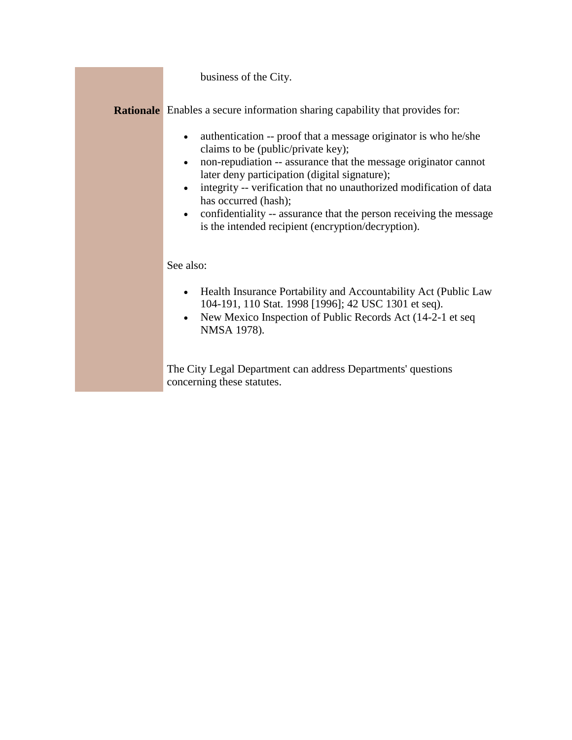business of the City.

**Rationale**

Enables a secure information sharing capability that provides for:

- authentication -- proof that a message originator is who he/she claims to be (public/private key);
- non-repudiation -- assurance that the message originator cannot later deny participation (digital signature);
- integrity -- verification that no unauthorized modification of data has occurred (hash);
- confidentiality -- assurance that the person receiving the message is the intended recipient (encryption/decryption).

See also:

- Health Insurance Portability and Accountability Act (Public Law 104-191, 110 Stat. 1998 [1996]; 42 USC 1301 et seq).
- New Mexico Inspection of Public Records Act (14-2-1 et seq NMSA 1978).

The City Legal Department can address Departments' questions concerning these statutes.